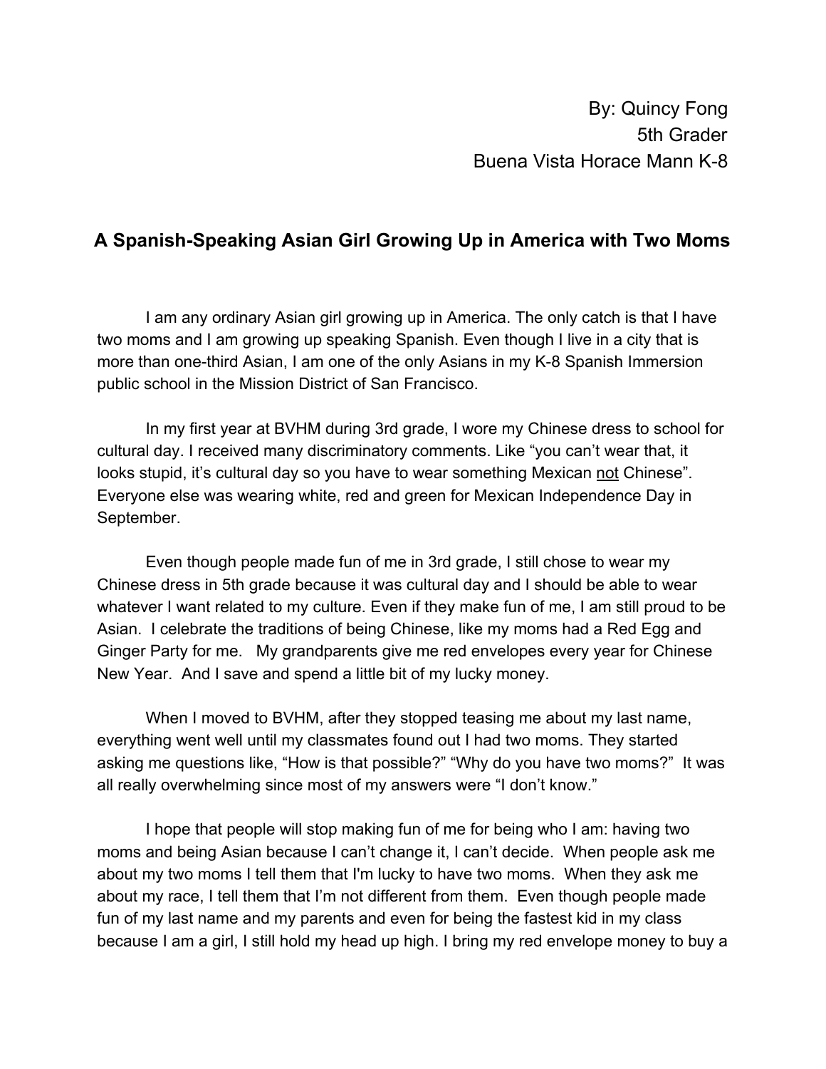By: Quincy Fong
5th Grader
Buena Vista Horace Mann K-8

## A Spanish-Speaking Asian Girl Growing Up in America with Two Moms

I am any ordinary Asian girl growing up in America. The only catch is that I have two moms and I am growing up speaking Spanish. Even though I live in a city that is more than one-third Asian, I am one of the only Asians in my K-8 Spanish Immersion public school in the Mission District of San Francisco.

In my first year at BVHM during 3rd grade, I wore my Chinese dress to school for cultural day. I received many discriminatory comments. Like "you can't wear that, it looks stupid, it's cultural day so you have to wear something Mexican <u>not</u> Chinese". Everyone else was wearing white, red and green for Mexican Independence Day in September.

Even though people made fun of me in 3rd grade, I still chose to wear my Chinese dress in 5th grade because it was cultural day and I should be able to wear whatever I want related to my culture. Even if they make fun of me, I am still proud to be Asian. I celebrate the traditions of being Chinese, like my moms had a Red Egg and Ginger Party for me. My grandparents give me red envelopes every year for Chinese New Year. And I save and spend a little bit of my lucky money.

When I moved to BVHM, after they stopped teasing me about my last name, everything went well until my classmates found out I had two moms. They started asking me questions like, "How is that possible?" "Why do you have two moms?" It was all really overwhelming since most of my answers were "I don't know."

I hope that people will stop making fun of me for being who I am: having two moms and being Asian because I can't change it, I can't decide. When people ask me about my two moms I tell them that I'm lucky to have two moms. When they ask me about my race, I tell them that I'm not different from them. Even though people made fun of my last name and my parents and even for being the fastest kid in my class because I am a girl, I still hold my head up high. I bring my red envelope money to buy a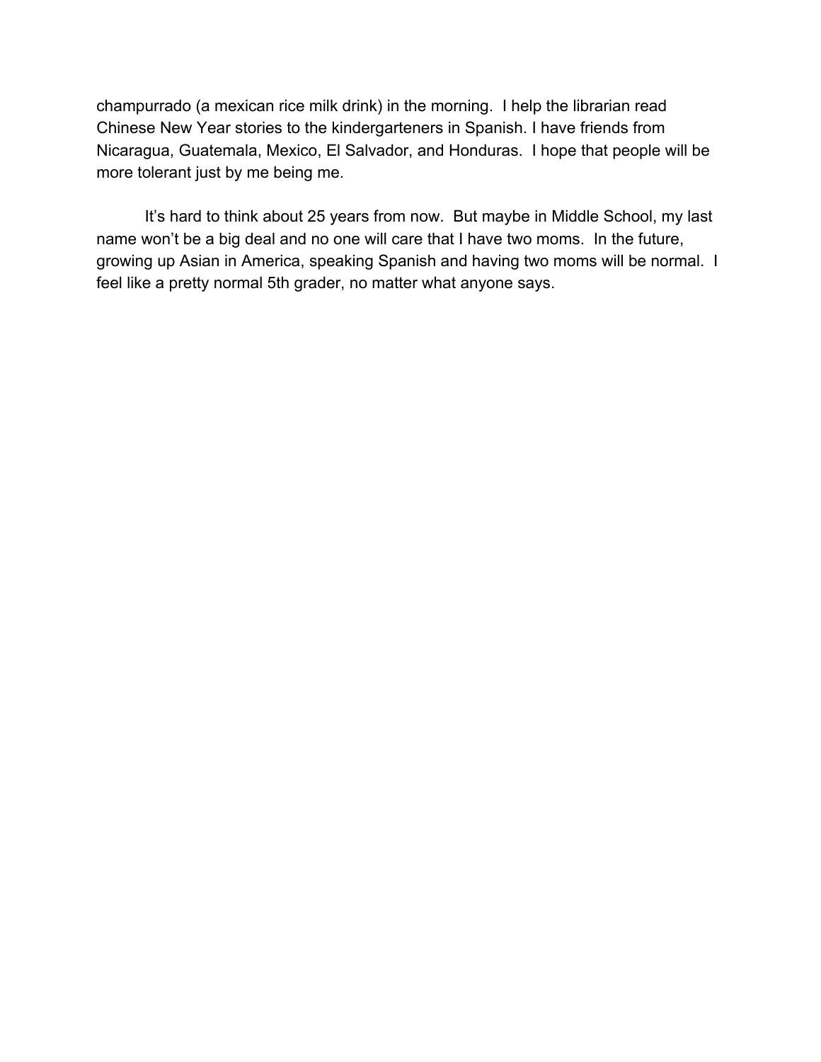champurrado (a mexican rice milk drink) in the morning.  I help the librarian read Chinese New Year stories to the kindergarteners in Spanish. I have friends from Nicaragua, Guatemala, Mexico, El Salvador, and Honduras.  I hope that people will be more tolerant just by me being me.

It's hard to think about 25 years from now.  But maybe in Middle School, my last name won't be a big deal and no one will care that I have two moms.  In the future, growing up Asian in America, speaking Spanish and having two moms will be normal.  I feel like a pretty normal 5th grader, no matter what anyone says.